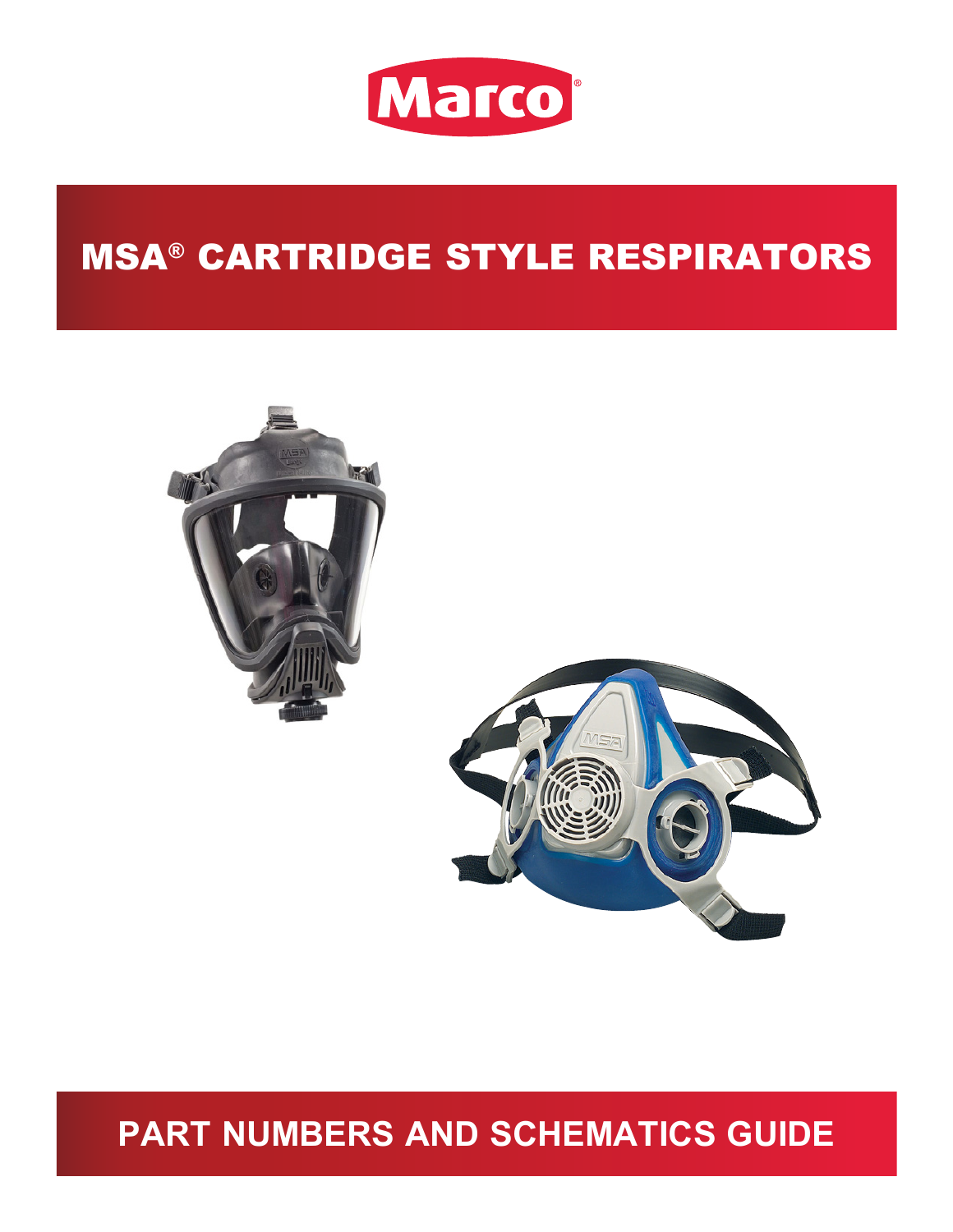Marco®

# MSA® CARTRIDGE STYLE RESPIRATORS

## PART NUMBERS AND SCHEMATICS GUIDE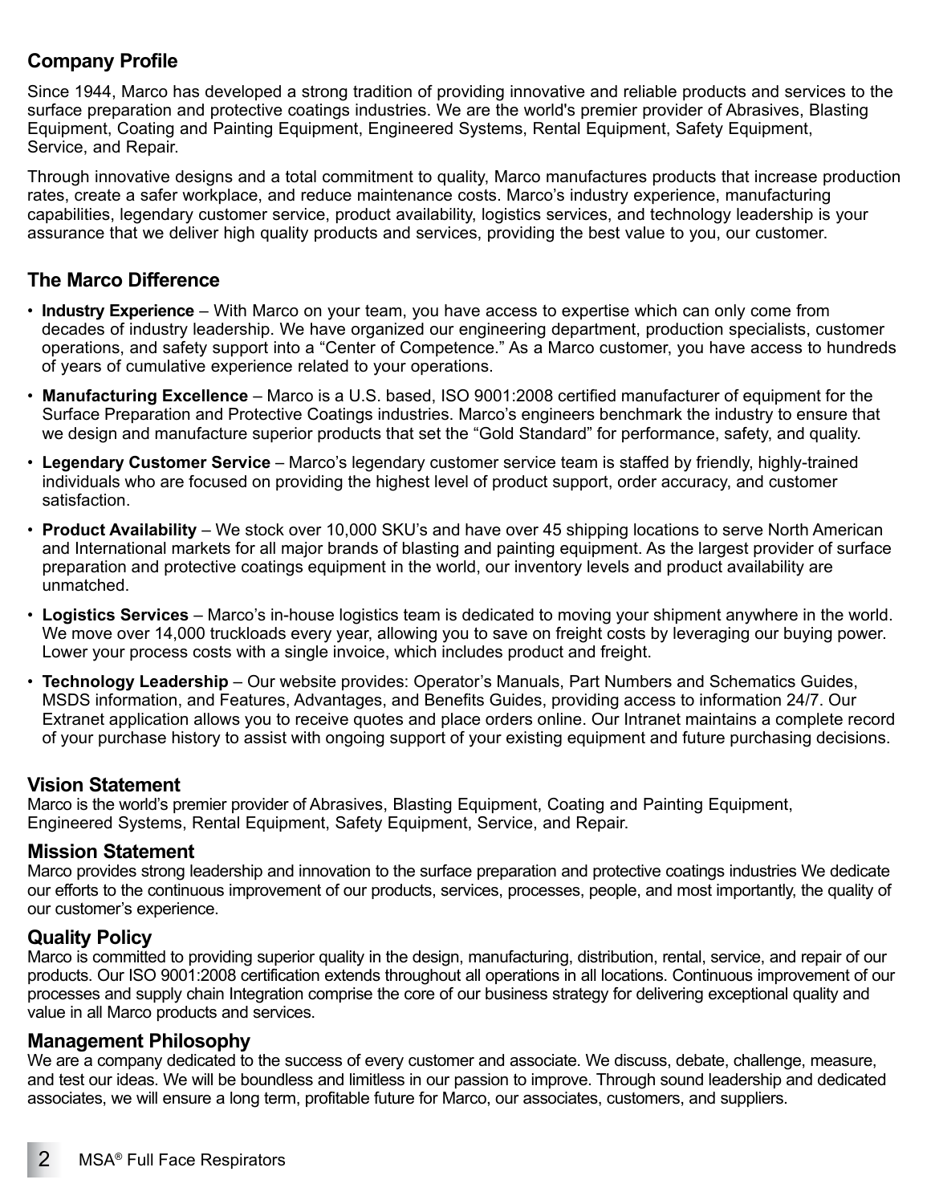## Company Profile

Since 1944, Marco has developed a strong tradition of providing innovative and reliable products and services to the surface preparation and protective coatings industries. We are the world's premier provider of Abrasives, Blasting Equipment, Coating and Painting Equipment, Engineered Systems, Rental Equipment, Safety Equipment, Service, and Repair.

Through innovative designs and a total commitment to quality, Marco manufactures products that increase production rates, create a safer workplace, and reduce maintenance costs. Marco's industry experience, manufacturing capabilities, legendary customer service, product availability, logistics services, and technology leadership is your assurance that we deliver high quality products and services, providing the best value to you, our customer.

## The Marco Difference

- **Industry Experience** – With Marco on your team, you have access to expertise which can only come from decades of industry leadership. We have organized our engineering department, production specialists, customer operations, and safety support into a "Center of Competence." As a Marco customer, you have access to hundreds of years of cumulative experience related to your operations.
- **Manufacturing Excellence** – Marco is a U.S. based, ISO 9001:2008 certified manufacturer of equipment for the Surface Preparation and Protective Coatings industries. Marco's engineers benchmark the industry to ensure that we design and manufacture superior products that set the "Gold Standard" for performance, safety, and quality.
- **Legendary Customer Service** – Marco's legendary customer service team is staffed by friendly, highly-trained individuals who are focused on providing the highest level of product support, order accuracy, and customer satisfaction.
- **Product Availability** – We stock over 10,000 SKU's and have over 45 shipping locations to serve North American and International markets for all major brands of blasting and painting equipment. As the largest provider of surface preparation and protective coatings equipment in the world, our inventory levels and product availability are unmatched.
- **Logistics Services** – Marco's in-house logistics team is dedicated to moving your shipment anywhere in the world. We move over 14,000 truckloads every year, allowing you to save on freight costs by leveraging our buying power. Lower your process costs with a single invoice, which includes product and freight.
- **Technology Leadership** – Our website provides: Operator's Manuals, Part Numbers and Schematics Guides, MSDS information, and Features, Advantages, and Benefits Guides, providing access to information 24/7. Our Extranet application allows you to receive quotes and place orders online. Our Intranet maintains a complete record of your purchase history to assist with ongoing support of your existing equipment and future purchasing decisions.

## Vision Statement

Marco is the world's premier provider of Abrasives, Blasting Equipment, Coating and Painting Equipment, Engineered Systems, Rental Equipment, Safety Equipment, Service, and Repair.

## Mission Statement

Marco provides strong leadership and innovation to the surface preparation and protective coatings industries We dedicate our efforts to the continuous improvement of our products, services, processes, people, and most importantly, the quality of our customer's experience.

## Quality Policy

Marco is committed to providing superior quality in the design, manufacturing, distribution, rental, service, and repair of our products. Our ISO 9001:2008 certification extends throughout all operations in all locations. Continuous improvement of our processes and supply chain Integration comprise the core of our business strategy for delivering exceptional quality and value in all Marco products and services.

## Management Philosophy

We are a company dedicated to the success of every customer and associate. We discuss, debate, challenge, measure, and test our ideas. We will be boundless and limitless in our passion to improve. Through sound leadership and dedicated associates, we will ensure a long term, profitable future for Marco, our associates, customers, and suppliers.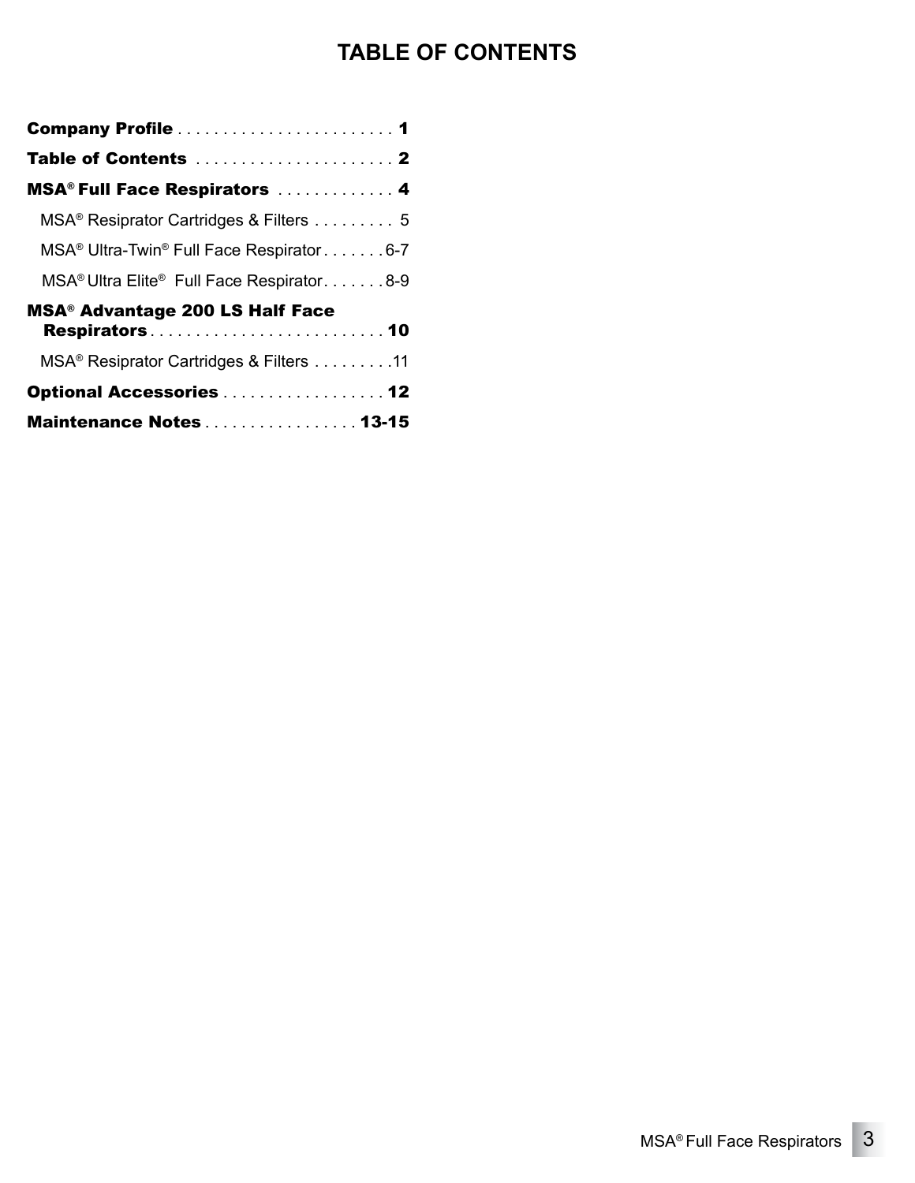# TABLE OF CONTENTS

**Company Profile** . . . . . . . . . . . . . . . . . . . . . . . . **1**

**Table of Contents** . . . . . . . . . . . . . . . . . . . . . . **2**

**MSA® Full Face Respirators** . . . . . . . . . . . . . **4**

- MSA® Resipirator Cartridges & Filters . . . . . . . . . 5
- MSA® Ultra-Twin® Full Face Respirator . . . . . . . 6-7
- MSA® Ultra Elite® Full Face Respirator. . . . . . . 8-9

**MSA® Advantage 200 LS Half Face Respirators** . . . . . . . . . . . . . . . . . . . . . . . . . . **10**

- MSA® Resipirator Cartridges & Filters . . . . . . . . .11

**Optional Accessories** . . . . . . . . . . . . . . . . . . **12**

**Maintenance Notes** . . . . . . . . . . . . . . . . . **13-15**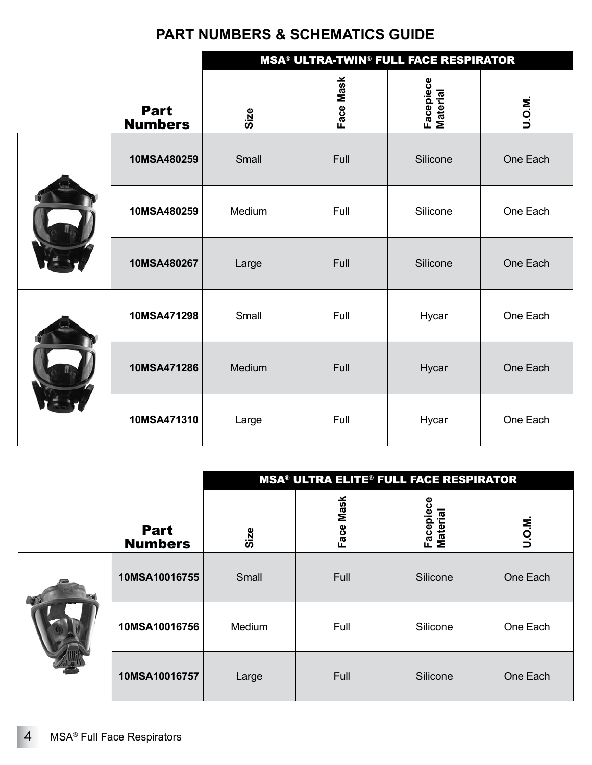# PART NUMBERS & SCHEMATICS GUIDE

## MSA® ULTRA-TWIN® FULL FACE RESPIRATOR

| Part Numbers | Size | Face Mask | Facepiece Material | U.O.M. |
|---|---|---|---|---|
| 10MSA480259 | Small | Full | Silicone | One Each |
| 10MSA480259 | Medium | Full | Silicone | One Each |
| 10MSA480267 | Large | Full | Silicone | One Each |
| 10MSA471298 | Small | Full | Hycar | One Each |
| 10MSA471286 | Medium | Full | Hycar | One Each |
| 10MSA471310 | Large | Full | Hycar | One Each |

## MSA® ULTRA ELITE® FULL FACE RESPIRATOR

| Part Numbers | Size | Face Mask | Facepiece Material | U.O.M. |
|---|---|---|---|---|
| 10MSA10016755 | Small | Full | Silicone | One Each |
| 10MSA10016756 | Medium | Full | Silicone | One Each |
| 10MSA10016757 | Large | Full | Silicone | One Each |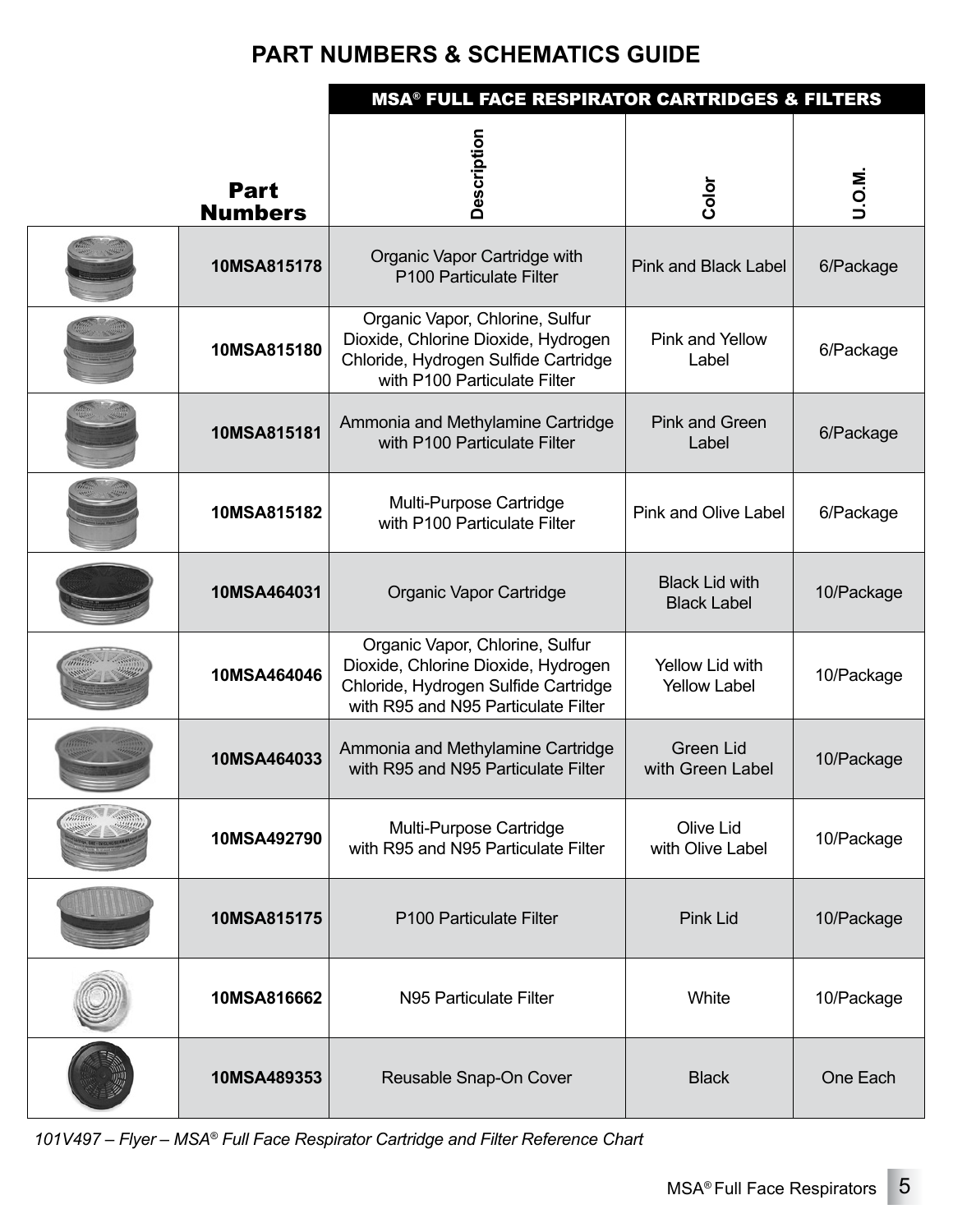## PART NUMBERS & SCHEMATICS GUIDE

| | Part Numbers | MSA® FULL FACE RESPIRATOR CARTRIDGES & FILTERS | | |
|---|---|---|---|---|
| | | Description | Color | U.O.M. |
| | 10MSA815178 | Organic Vapor Cartridge with P100 Particulate Filter | Pink and Black Label | 6/Package |
| | 10MSA815180 | Organic Vapor, Chlorine, Sulfur Dioxide, Chlorine Dioxide, Hydrogen Chloride, Hydrogen Sulfide Cartridge with P100 Particulate Filter | Pink and Yellow Label | 6/Package |
| | 10MSA815181 | Ammonia and Methylamine Cartridge with P100 Particulate Filter | Pink and Green Label | 6/Package |
| | 10MSA815182 | Multi-Purpose Cartridge with P100 Particulate Filter | Pink and Olive Label | 6/Package |
| | 10MSA464031 | Organic Vapor Cartridge | Black Lid with Black Label | 10/Package |
| | 10MSA464046 | Organic Vapor, Chlorine, Sulfur Dioxide, Chlorine Dioxide, Hydrogen Chloride, Hydrogen Sulfide Cartridge with R95 and N95 Particulate Filter | Yellow Lid with Yellow Label | 10/Package |
| | 10MSA464033 | Ammonia and Methylamine Cartridge with R95 and N95 Particulate Filter | Green Lid with Green Label | 10/Package |
| | 10MSA492790 | Multi-Purpose Cartridge with R95 and N95 Particulate Filter | Olive Lid with Olive Label | 10/Package |
| | 10MSA815175 | P100 Particulate Filter | Pink Lid | 10/Package |
| | 10MSA816662 | N95 Particulate Filter | White | 10/Package |
| | 10MSA489353 | Reusable Snap-On Cover | Black | One Each |

*101V497 – Flyer – MSA® Full Face Respirator Cartridge and Filter Reference Chart*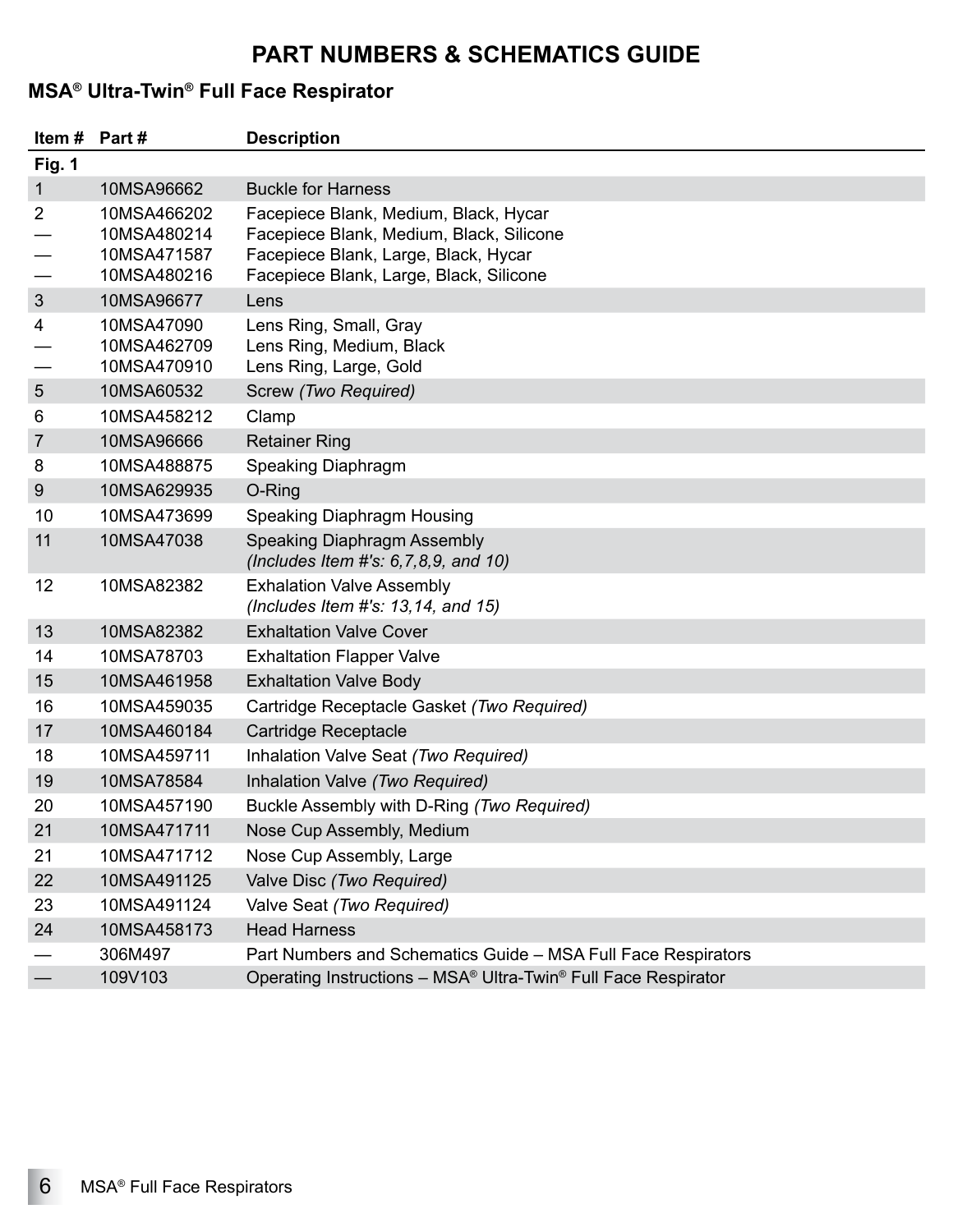# PART NUMBERS & SCHEMATICS GUIDE

## MSA® Ultra-Twin® Full Face Respirator

| Item # | Part # | Description |
|---|---|---|
| **Fig. 1** | | |
| 1 | 10MSA96662 | Buckle for Harness |
| 2 | 10MSA466202 | Facepiece Blank, Medium, Black, Hycar |
| — | 10MSA480214 | Facepiece Blank, Medium, Black, Silicone |
| — | 10MSA471587 | Facepiece Blank, Large, Black, Hycar |
| — | 10MSA480216 | Facepiece Blank, Large, Black, Silicone |
| 3 | 10MSA96677 | Lens |
| 4 | 10MSA47090 | Lens Ring, Small, Gray |
| — | 10MSA462709 | Lens Ring, Medium, Black |
| — | 10MSA470910 | Lens Ring, Large, Gold |
| 5 | 10MSA60532 | Screw *(Two Required)* |
| 6 | 10MSA458212 | Clamp |
| 7 | 10MSA96666 | Retainer Ring |
| 8 | 10MSA488875 | Speaking Diaphragm |
| 9 | 10MSA629935 | O-Ring |
| 10 | 10MSA473699 | Speaking Diaphragm Housing |
| 11 | 10MSA47038 | Speaking Diaphragm Assembly *(Includes Item #'s: 6,7,8,9, and 10)* |
| 12 | 10MSA82382 | Exhalation Valve Assembly *(Includes Item #'s: 13,14, and 15)* |
| 13 | 10MSA82382 | Exhaltation Valve Cover |
| 14 | 10MSA78703 | Exhaltation Flapper Valve |
| 15 | 10MSA461958 | Exhaltation Valve Body |
| 16 | 10MSA459035 | Cartridge Receptacle Gasket *(Two Required)* |
| 17 | 10MSA460184 | Cartridge Receptacle |
| 18 | 10MSA459711 | Inhalation Valve Seat *(Two Required)* |
| 19 | 10MSA78584 | Inhalation Valve *(Two Required)* |
| 20 | 10MSA457190 | Buckle Assembly with D-Ring *(Two Required)* |
| 21 | 10MSA471711 | Nose Cup Assembly, Medium |
| 21 | 10MSA471712 | Nose Cup Assembly, Large |
| 22 | 10MSA491125 | Valve Disc *(Two Required)* |
| 23 | 10MSA491124 | Valve Seat *(Two Required)* |
| 24 | 10MSA458173 | Head Harness |
| — | 306M497 | Part Numbers and Schematics Guide – MSA Full Face Respirators |
| — | 109V103 | Operating Instructions – MSA® Ultra-Twin® Full Face Respirator |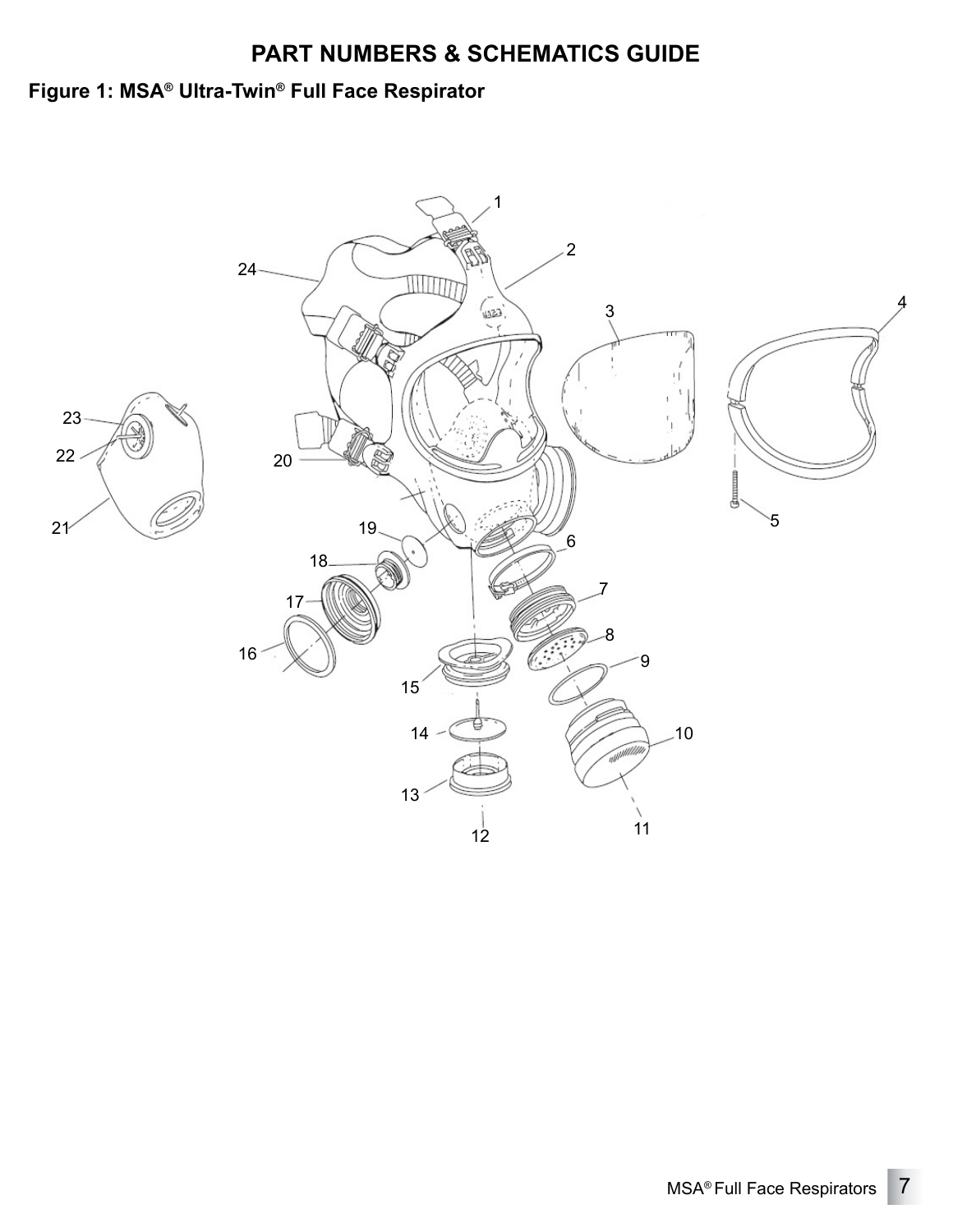## PART NUMBERS & SCHEMATICS GUIDE

### Figure 1: MSA® Ultra-Twin® Full Face Respirator

1
2
3
4
5
6
7
8
9
10
11
12
13
14
15
16
17
18
19
20
21
22
23
24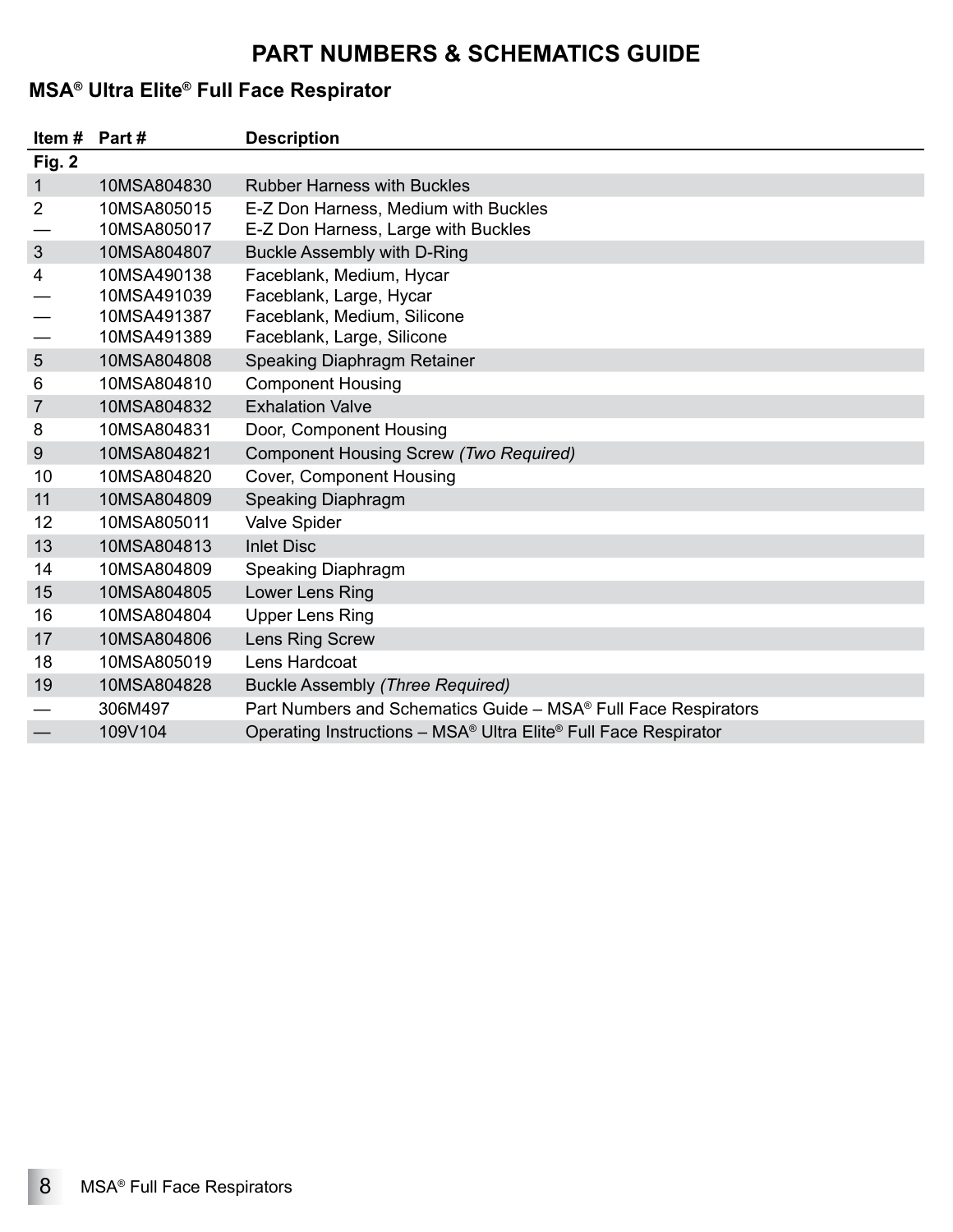# PART NUMBERS & SCHEMATICS GUIDE

## MSA® Ultra Elite® Full Face Respirator

| Item # | Part # | Description |
|---|---|---|
| **Fig. 2** | | |
| 1 | 10MSA804830 | Rubber Harness with Buckles |
| 2 | 10MSA805015 | E-Z Don Harness, Medium with Buckles |
| — | 10MSA805017 | E-Z Don Harness, Large with Buckles |
| 3 | 10MSA804807 | Buckle Assembly with D-Ring |
| 4 | 10MSA490138 | Faceblank, Medium, Hycar |
| — | 10MSA491039 | Faceblank, Large, Hycar |
| — | 10MSA491387 | Faceblank, Medium, Silicone |
| — | 10MSA491389 | Faceblank, Large, Silicone |
| 5 | 10MSA804808 | Speaking Diaphragm Retainer |
| 6 | 10MSA804810 | Component Housing |
| 7 | 10MSA804832 | Exhalation Valve |
| 8 | 10MSA804831 | Door, Component Housing |
| 9 | 10MSA804821 | Component Housing Screw *(Two Required)* |
| 10 | 10MSA804820 | Cover, Component Housing |
| 11 | 10MSA804809 | Speaking Diaphragm |
| 12 | 10MSA805011 | Valve Spider |
| 13 | 10MSA804813 | Inlet Disc |
| 14 | 10MSA804809 | Speaking Diaphragm |
| 15 | 10MSA804805 | Lower Lens Ring |
| 16 | 10MSA804804 | Upper Lens Ring |
| 17 | 10MSA804806 | Lens Ring Screw |
| 18 | 10MSA805019 | Lens Hardcoat |
| 19 | 10MSA804828 | Buckle Assembly *(Three Required)* |
| — | 306M497 | Part Numbers and Schematics Guide – MSA® Full Face Respirators |
| — | 109V104 | Operating Instructions – MSA® Ultra Elite® Full Face Respirator |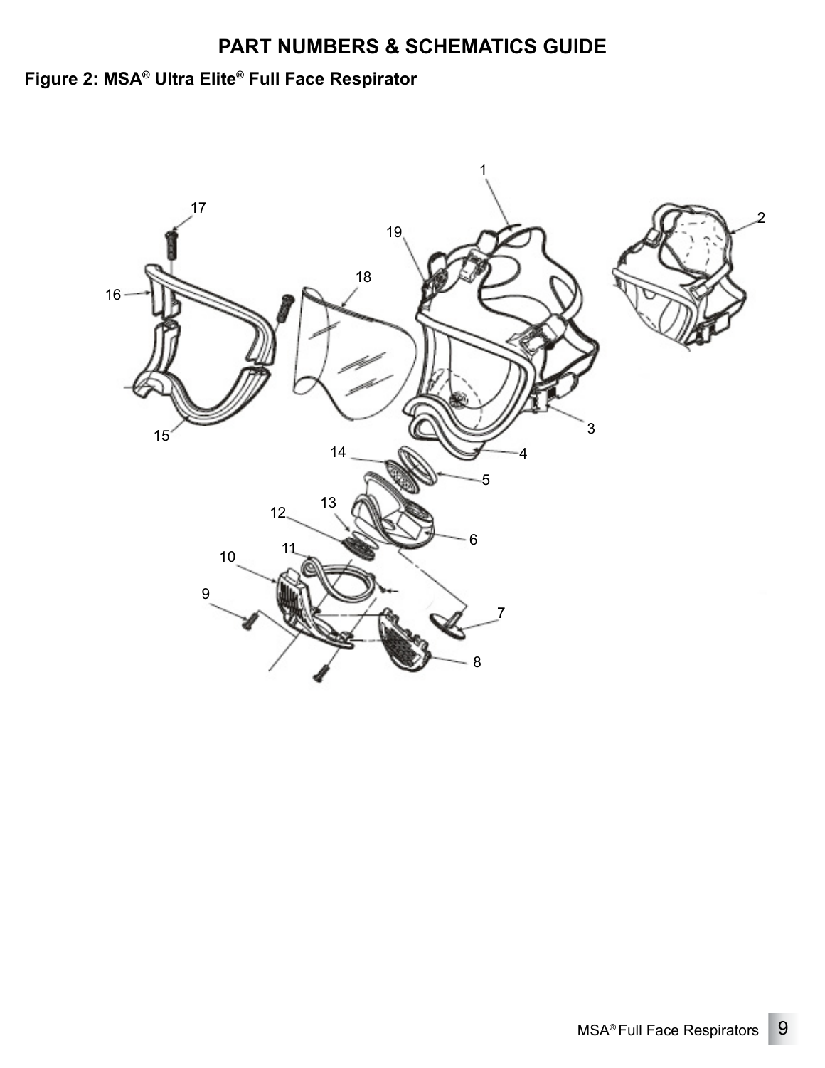# PART NUMBERS & SCHEMATICS GUIDE

## Figure 2: MSA® Ultra Elite® Full Face Respirator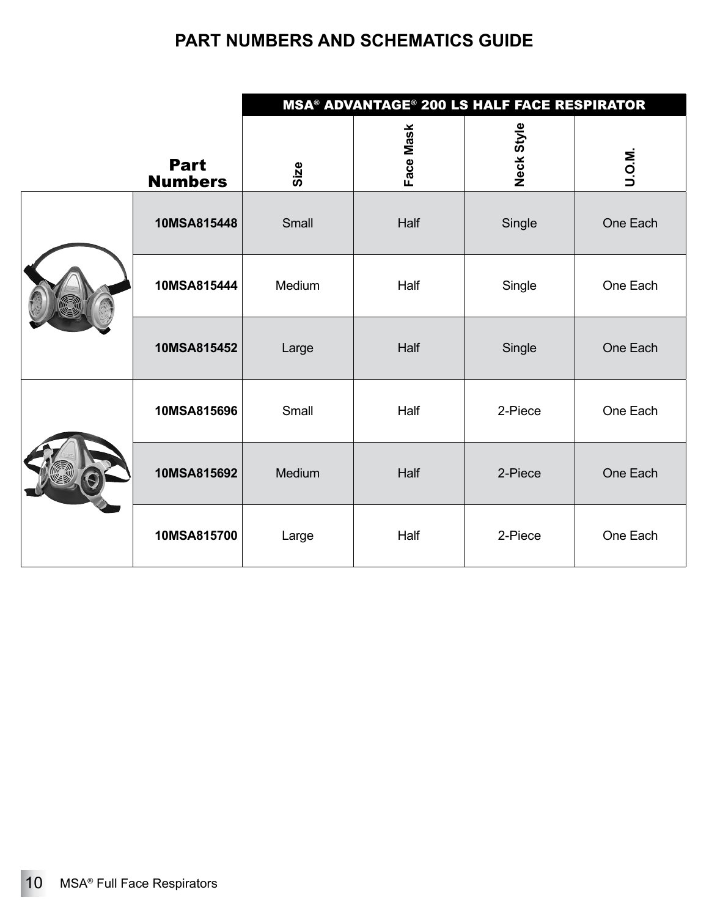## PART NUMBERS AND SCHEMATICS GUIDE

| | | MSA® ADVANTAGE® 200 LS HALF FACE RESPIRATOR | | | |
|---|---|---|---|---|---|
| | **Part Numbers** | **Size** | **Face Mask** | **Neck Style** | **U.O.M.** |
| | **10MSA815448** | Small | Half | Single | One Each |
| | **10MSA815444** | Medium | Half | Single | One Each |
| | **10MSA815452** | Large | Half | Single | One Each |
| | **10MSA815696** | Small | Half | 2-Piece | One Each |
| | **10MSA815692** | Medium | Half | 2-Piece | One Each |
| | **10MSA815700** | Large | Half | 2-Piece | One Each |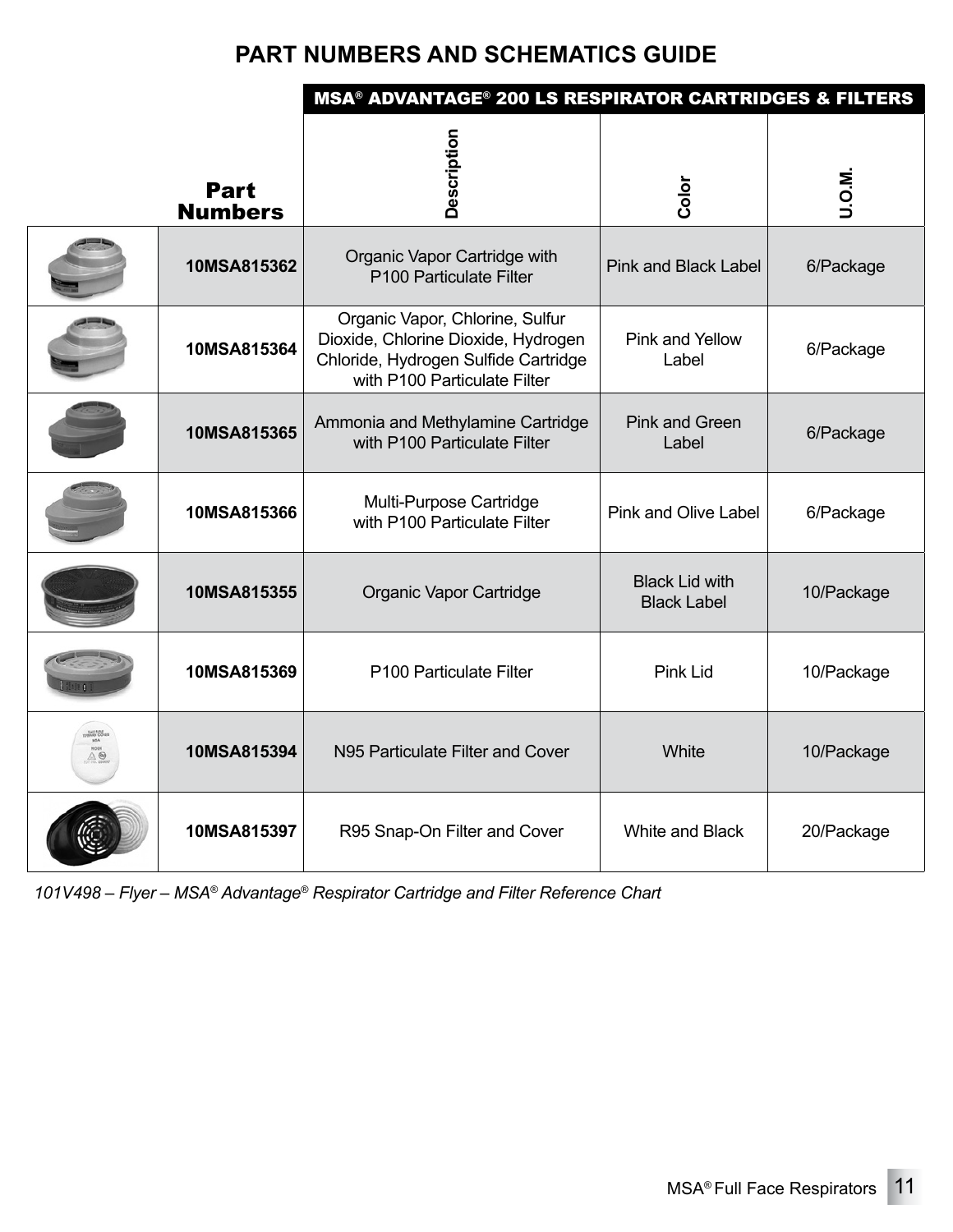## PART NUMBERS AND SCHEMATICS GUIDE

| | Part Numbers | MSA® ADVANTAGE® 200 LS RESPIRATOR CARTRIDGES & FILTERS | | |
|---|---|---|---|---|
| | | Description | Color | U.O.M. |
| | **10MSA815362** | Organic Vapor Cartridge with P100 Particulate Filter | Pink and Black Label | 6/Package |
| | **10MSA815364** | Organic Vapor, Chlorine, Sulfur Dioxide, Chlorine Dioxide, Hydrogen Chloride, Hydrogen Sulfide Cartridge with P100 Particulate Filter | Pink and Yellow Label | 6/Package |
| | **10MSA815365** | Ammonia and Methylamine Cartridge with P100 Particulate Filter | Pink and Green Label | 6/Package |
| | **10MSA815366** | Multi-Purpose Cartridge with P100 Particulate Filter | Pink and Olive Label | 6/Package |
| | **10MSA815355** | Organic Vapor Cartridge | Black Lid with Black Label | 10/Package |
| | **10MSA815369** | P100 Particulate Filter | Pink Lid | 10/Package |
| | **10MSA815394** | N95 Particulate Filter and Cover | White | 10/Package |
| | **10MSA815397** | R95 Snap-On Filter and Cover | White and Black | 20/Package |

*101V498 – Flyer – MSA® Advantage® Respirator Cartridge and Filter Reference Chart*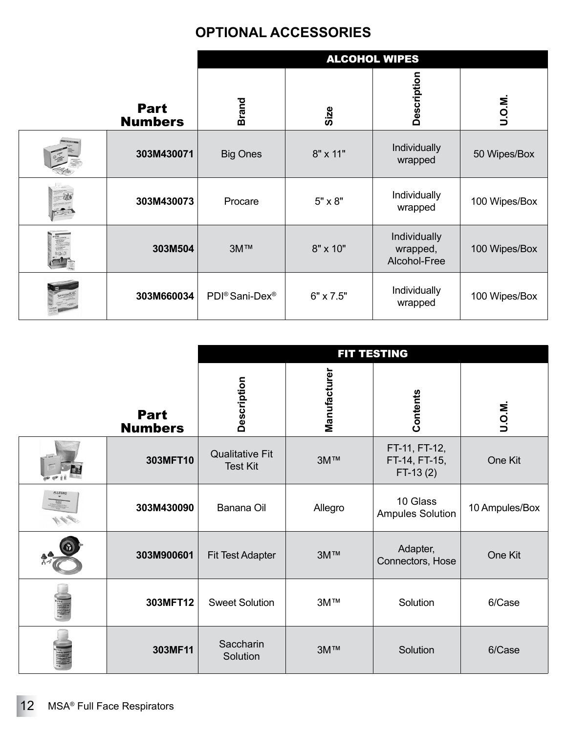# OPTIONAL ACCESSORIES

| Part Numbers | ALCOHOL WIPES | | | |
|---|---|---|---|---|
| | Brand | Size | Description | U.O.M. |
| 303M430071 | Big Ones | 8" x 11" | Individually wrapped | 50 Wipes/Box |
| 303M430073 | Procare | 5" x 8" | Individually wrapped | 100 Wipes/Box |
| 303M504 | 3M™ | 8" x 10" | Individually wrapped, Alcohol-Free | 100 Wipes/Box |
| 303M660034 | PDI® Sani-Dex® | 6" x 7.5" | Individually wrapped | 100 Wipes/Box |

| Part Numbers | FIT TESTING | | | |
|---|---|---|---|---|
| | Description | Manufacturer | Contents | U.O.M. |
| 303MFT10 | Qualitative Fit Test Kit | 3M™ | FT-11, FT-12, FT-14, FT-15, FT-13 (2) | One Kit |
| 303M430090 | Banana Oil | Allegro | 10 Glass Ampules Solution | 10 Ampules/Box |
| 303M900601 | Fit Test Adapter | 3M™ | Adapter, Connectors, Hose | One Kit |
| 303MFT12 | Sweet Solution | 3M™ | Solution | 6/Case |
| 303MF11 | Saccharin Solution | 3M™ | Solution | 6/Case |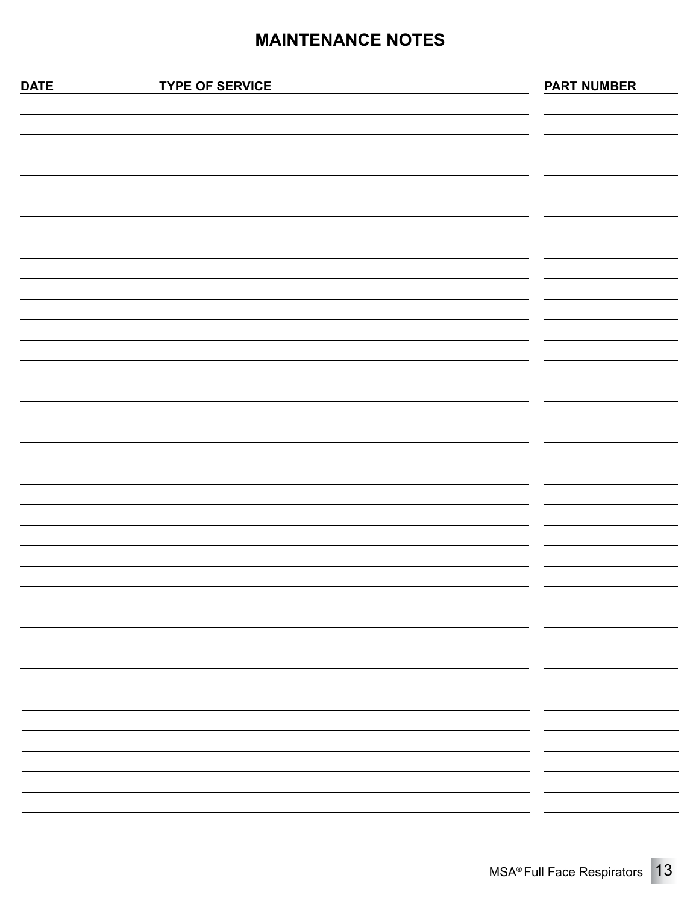## MAINTENANCE NOTES

| DATE | TYPE OF SERVICE | PART NUMBER |
| --- | --- | --- |
| | | |
| | | |
| | | |
| | | |
| | | |
| | | |
| | | |
| | | |
| | | |
| | | |
| | | |
| | | |
| | | |
| | | |
| | | |
| | | |
| | | |
| | | |
| | | |
| | | |
| | | |
| | | |
| | | |
| | | |
| | | |
| | | |
| | | |
| | | |
| | | |
| | | |
| | | |
| | | |
| | | |
| | | |
| | | |
| | | |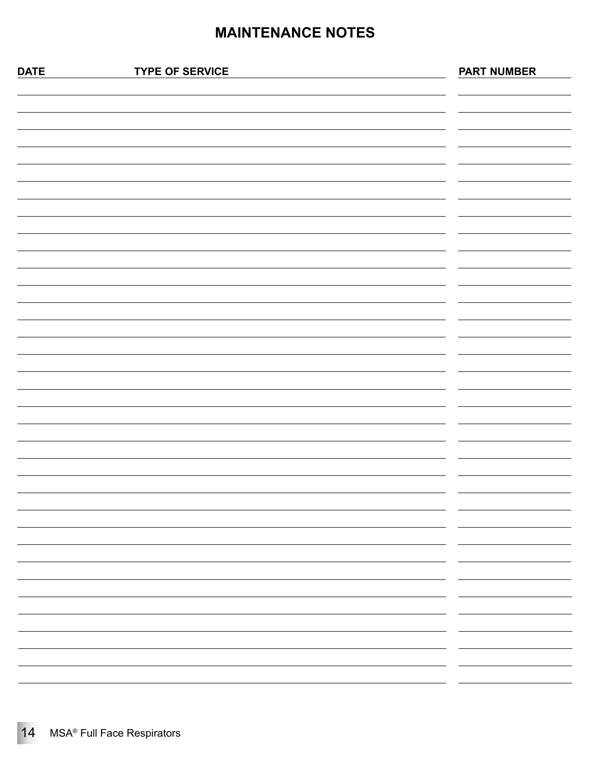# MAINTENANCE NOTES

| DATE | TYPE OF SERVICE | PART NUMBER |
| --- | --- | --- |
| | | |
| | | |
| | | |
| | | |
| | | |
| | | |
| | | |
| | | |
| | | |
| | | |
| | | |
| | | |
| | | |
| | | |
| | | |
| | | |
| | | |
| | | |
| | | |
| | | |
| | | |
| | | |
| | | |
| | | |
| | | |
| | | |
| | | |
| | | |
| | | |
| | | |
| | | |
| | | |
| | | |
| | | |
| | | |
| | | |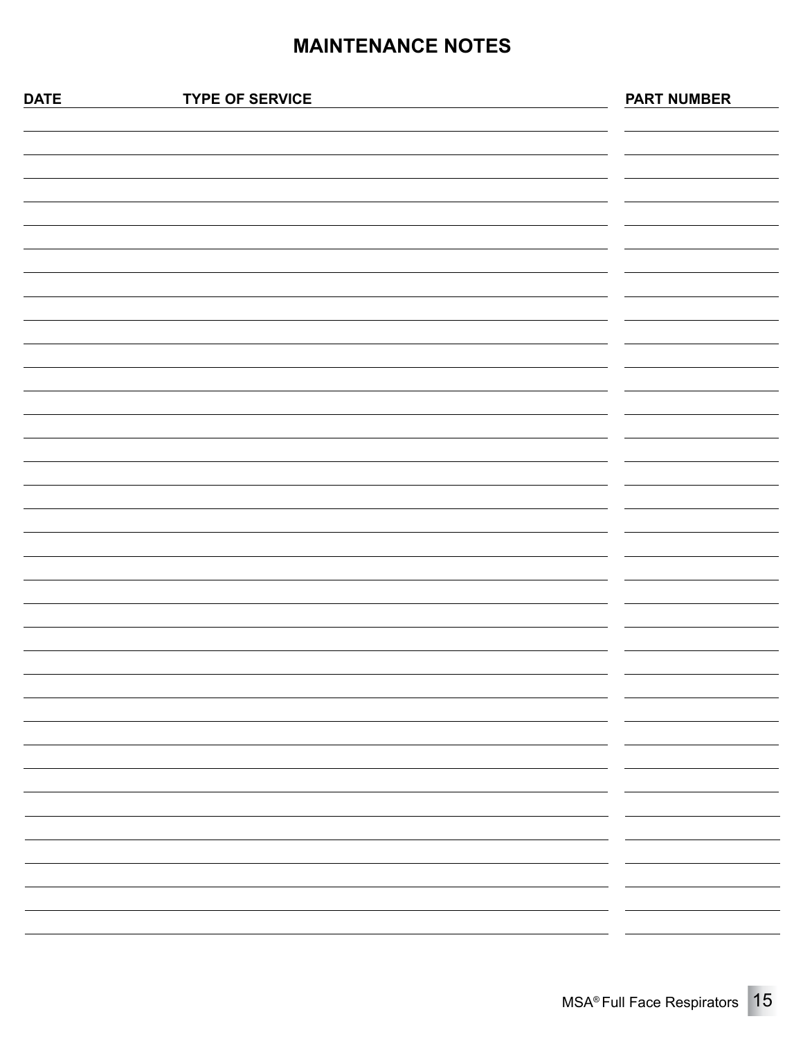# MAINTENANCE NOTES

| DATE | TYPE OF SERVICE | PART NUMBER |
| --- | --- | --- |
| | | |
| | | |
| | | |
| | | |
| | | |
| | | |
| | | |
| | | |
| | | |
| | | |
| | | |
| | | |
| | | |
| | | |
| | | |
| | | |
| | | |
| | | |
| | | |
| | | |
| | | |
| | | |
| | | |
| | | |
| | | |
| | | |
| | | |
| | | |
| | | |
| | | |
| | | |
| | | |
| | | |
| | | |
| | | |
| | | |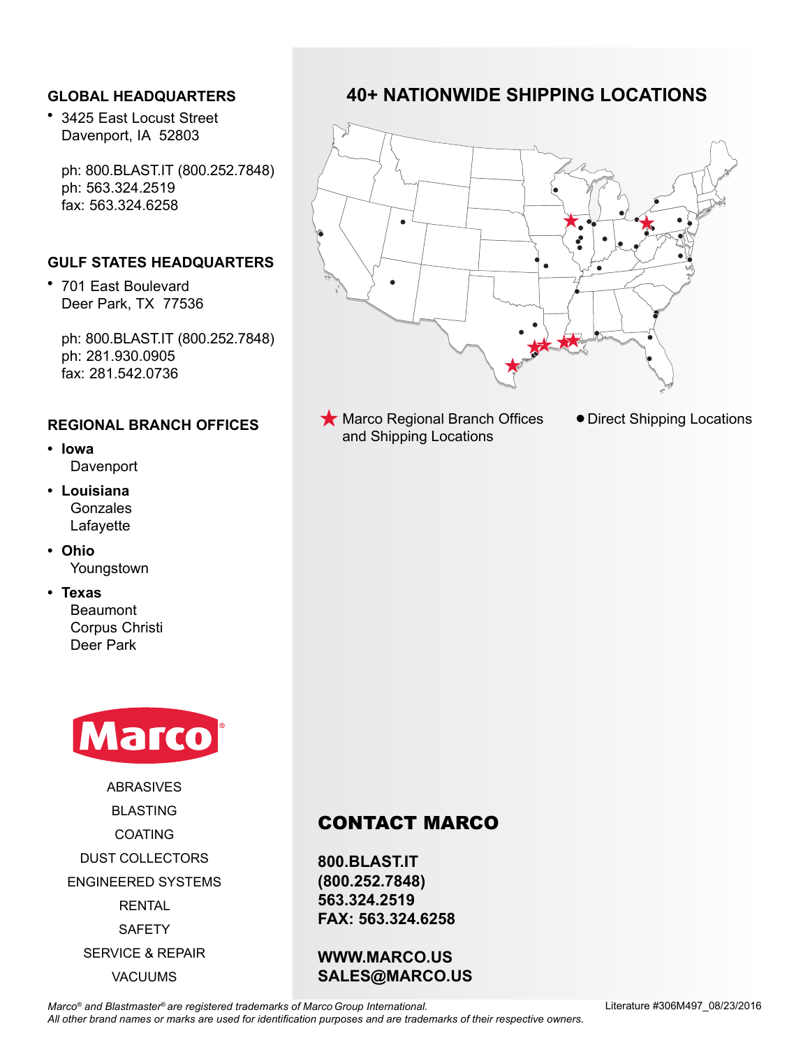## GLOBAL HEADQUARTERS

- 3425 East Locust Street
  Davenport, IA 52803

  ph: 800.BLAST.IT (800.252.7848)
  ph: 563.324.2519
  fax: 563.324.6258

## GULF STATES HEADQUARTERS

- 701 East Boulevard
  Deer Park, TX 77536

  ph: 800.BLAST.IT (800.252.7848)
  ph: 281.930.0905
  fax: 281.542.0736

## REGIONAL BRANCH OFFICES

- **Iowa**
  Davenport
- **Louisiana**
  Gonzales
  Lafayette
- **Ohio**
  Youngstown
- **Texas**
  Beaumont
  Corpus Christi
  Deer Park

Marco®

ABRASIVES
BLASTING
COATING
DUST COLLECTORS
ENGINEERED SYSTEMS
RENTAL
SAFETY
SERVICE & REPAIR
VACUUMS

## 40+ NATIONWIDE SHIPPING LOCATIONS

★ Marco Regional Branch Offices and Shipping Locations

● Direct Shipping Locations

## CONTACT MARCO

**800.BLAST.IT**
**(800.252.7848)**
**563.324.2519**
**FAX: 563.324.6258**

**WWW.MARCO.US**
**SALES@MARCO.US**

*Marco® and Blastmaster® are registered trademarks of Marco Group International.*
*All other brand names or marks are used for identification purposes and are trademarks of their respective owners.*

Literature #306M497_08/23/2016